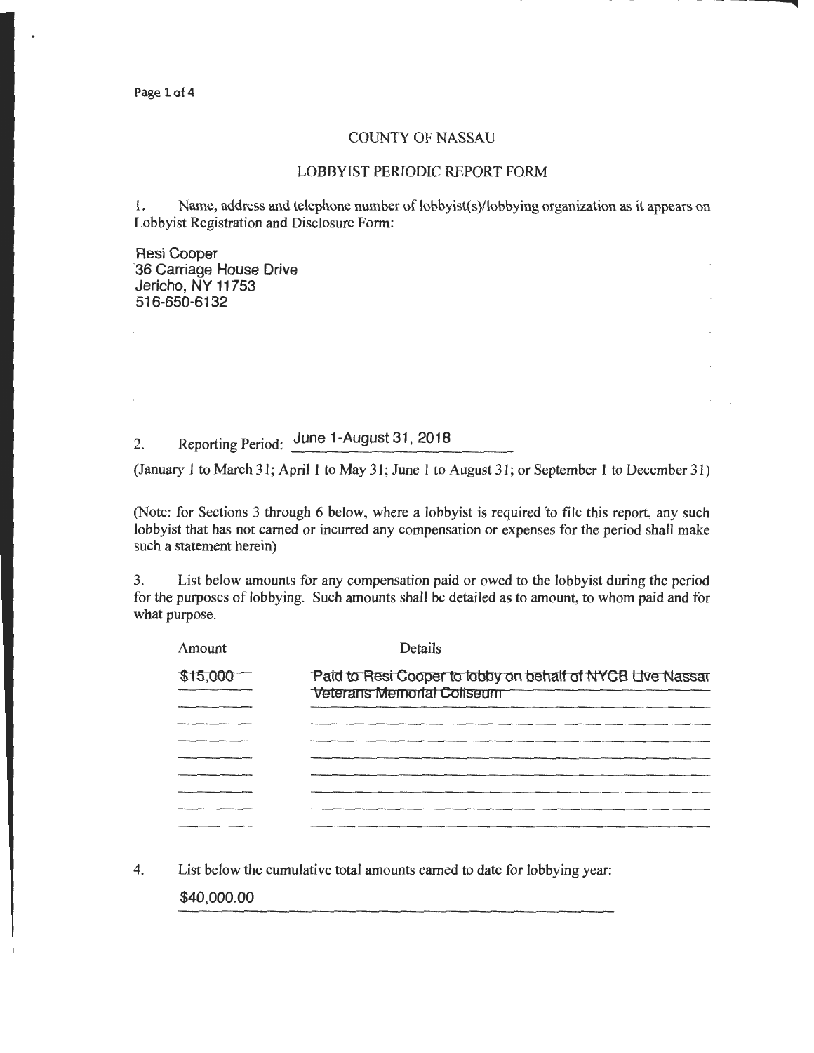# COUNTY OF NASSAU

## LOBBYIST PERIODIC REPORT FORM

1. Name, address and telephone number of lobbyist(s)/lobbying organization as it appears on Lobbyist Registration and Disclosure Form:

Resi Cooper
36 Carriage House Drive
Jericho, NY 11753
516-650-6132

2. Reporting Period: June 1-August 31, 2018

(January 1 to March 31; April 1 to May 31; June 1 to August 31; or September 1 to December 31)

(Note: for Sections 3 through 6 below, where a lobbyist is required to file this report, any such lobbyist that has not earned or incurred any compensation or expenses for the period shall make such a statement herein)

3. List below amounts for any compensation paid or owed to the lobbyist during the period for the purposes of lobbying. Such amounts shall be detailed as to amount, to whom paid and for what purpose.

| Amount | Details |
|---|---|
| $15,000 | Paid to Resi Cooper to lobby on behalf of NYCB Live Nassau Veterans Memorial Coliseum |

4. List below the cumulative total amounts earned to date for lobbying year:

$40,000.00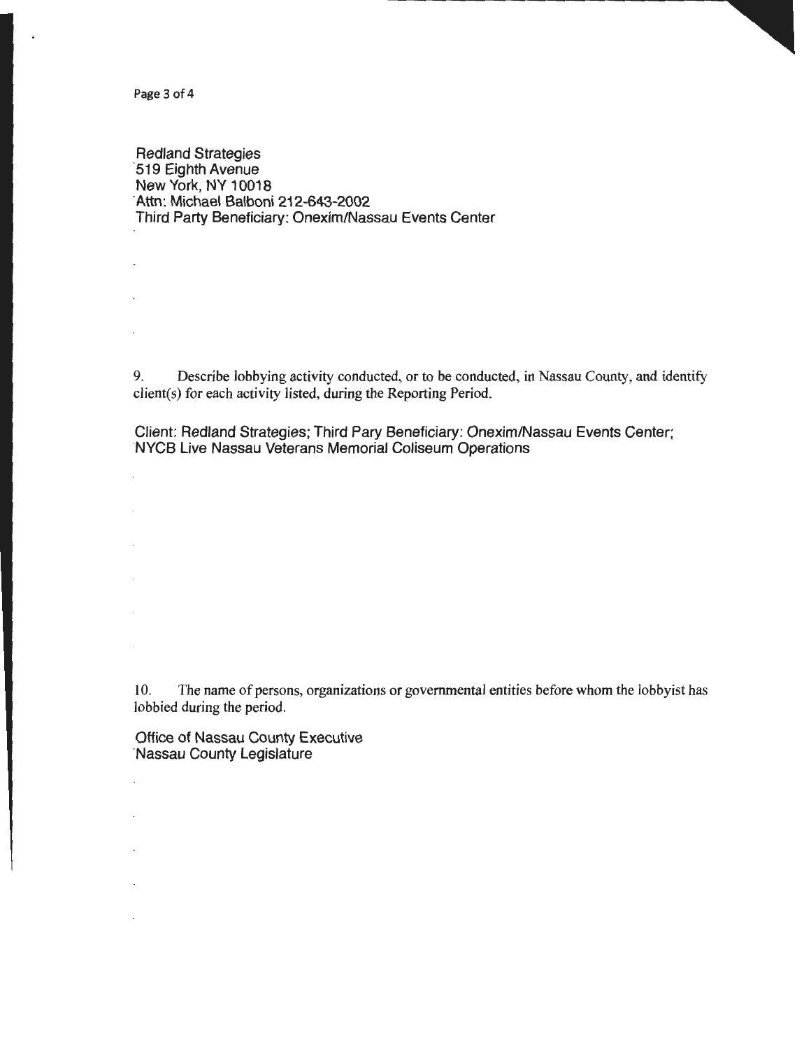Redland Strategies
519 Eighth Avenue
New York, NY 10018
Attn: Michael Balboni 212-643-2002
Third Party Beneficiary: Onexim/Nassau Events Center

9. Describe lobbying activity conducted, or to be conducted, in Nassau County, and identify client(s) for each activity listed, during the Reporting Period.

Client: Redland Strategies; Third Pary Beneficiary: Onexim/Nassau Events Center; NYCB Live Nassau Veterans Memorial Coliseum Operations

10. The name of persons, organizations or governmental entities before whom the lobbyist has lobbied during the period.

Office of Nassau County Executive
Nassau County Legislature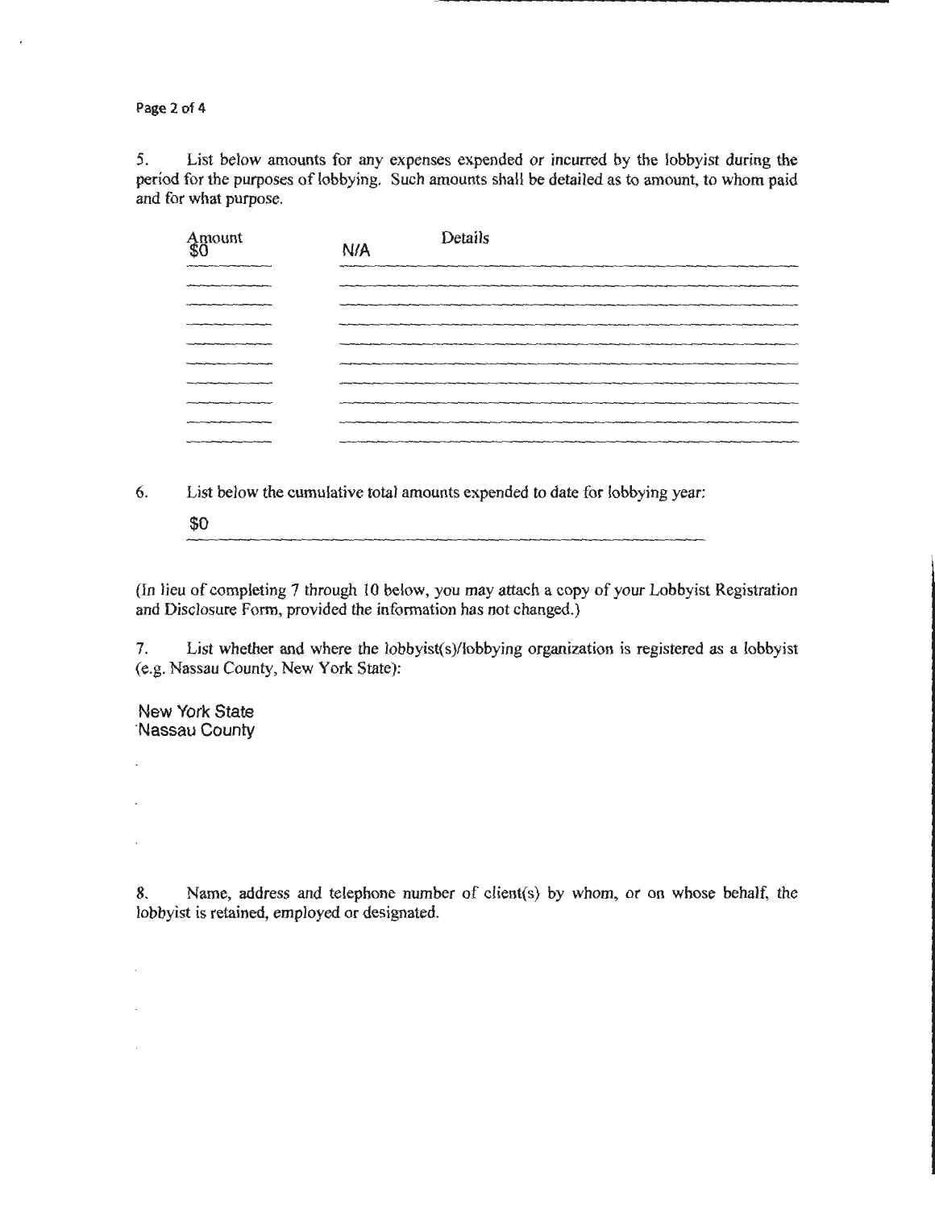5. List below amounts for any expenses expended or incurred by the lobbyist during the period for the purposes of lobbying. Such amounts shall be detailed as to amount, to whom paid and for what purpose.

| Amount | Details |
|---|---|
| $0 | N/A |

6. List below the cumulative total amounts expended to date for lobbying year:

$0

(In lieu of completing 7 through 10 below, you may attach a copy of your Lobbyist Registration and Disclosure Form, provided the information has not changed.)

7. List whether and where the lobbyist(s)/lobbying organization is registered as a lobbyist (e.g. Nassau County, New York State):

New York State
Nassau County

8. Name, address and telephone number of client(s) by whom, or on whose behalf, the lobbyist is retained, employed or designated.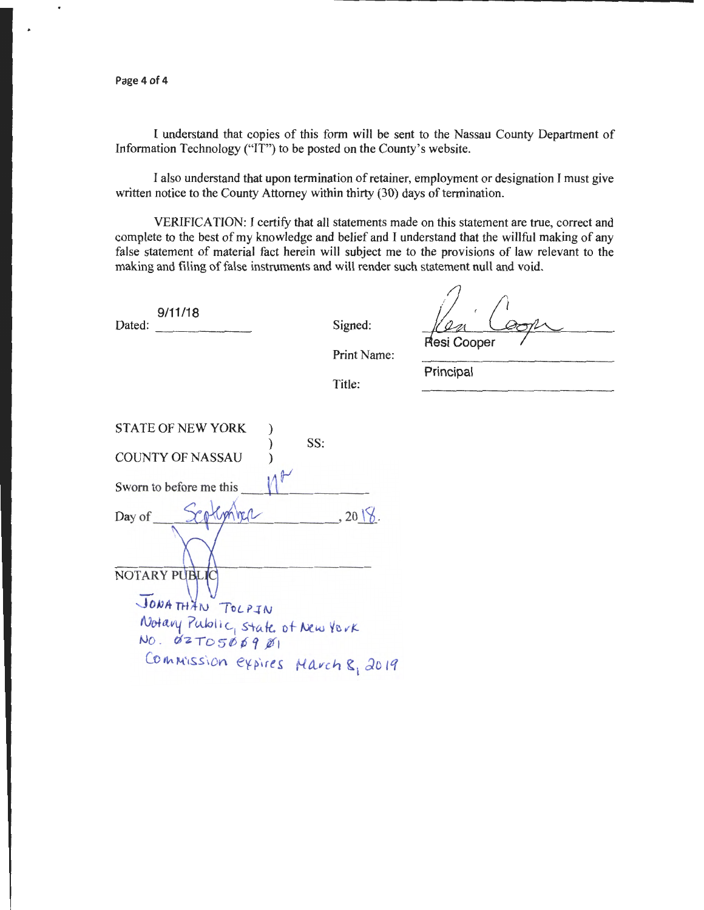I understand that copies of this form will be sent to the Nassau County Department of Information Technology ("IT") to be posted on the County's website.

I also understand that upon termination of retainer, employment or designation I must give written notice to the County Attorney within thirty (30) days of termination.

VERIFICATION: I certify that all statements made on this statement are true, correct and complete to the best of my knowledge and belief and I understand that the willful making of any false statement of material fact herein will subject me to the provisions of law relevant to the making and filing of false instruments and will render such statement null and void.

Dated: 9/11/18

Signed: Resi Cooper

Print Name: Resi Cooper

Title: Principal

STATE OF NEW YORK )
) SS:
COUNTY OF NASSAU )

Sworn to before me this 11th

Day of September, 2018.

NOTARY PUBLIC

JONATHAN TOLPIN
Notary Public, State of New York
No. 02TO5069​01
Commission expires March 8, 2019